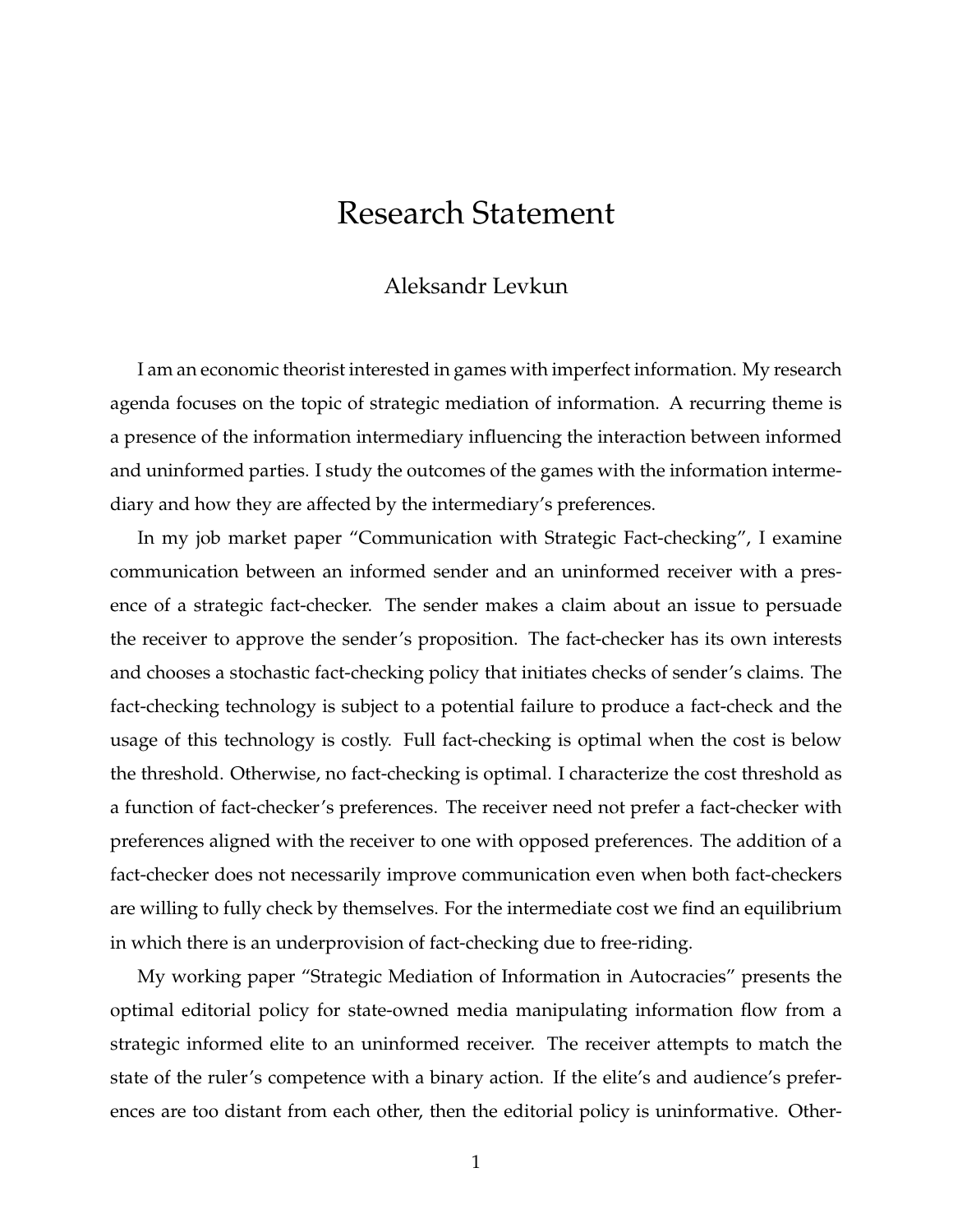# Research Statement

Aleksandr Levkun

I am an economic theorist interested in games with imperfect information. My research agenda focuses on the topic of strategic mediation of information. A recurring theme is a presence of the information intermediary influencing the interaction between informed and uninformed parties. I study the outcomes of the games with the information intermediary and how they are affected by the intermediary's preferences.

In my job market paper "Communication with Strategic Fact-checking", I examine communication between an informed sender and an uninformed receiver with a presence of a strategic fact-checker. The sender makes a claim about an issue to persuade the receiver to approve the sender's proposition. The fact-checker has its own interests and chooses a stochastic fact-checking policy that initiates checks of sender's claims. The fact-checking technology is subject to a potential failure to produce a fact-check and the usage of this technology is costly. Full fact-checking is optimal when the cost is below the threshold. Otherwise, no fact-checking is optimal. I characterize the cost threshold as a function of fact-checker's preferences. The receiver need not prefer a fact-checker with preferences aligned with the receiver to one with opposed preferences. The addition of a fact-checker does not necessarily improve communication even when both fact-checkers are willing to fully check by themselves. For the intermediate cost we find an equilibrium in which there is an underprovision of fact-checking due to free-riding.

My working paper "Strategic Mediation of Information in Autocracies" presents the optimal editorial policy for state-owned media manipulating information flow from a strategic informed elite to an uninformed receiver. The receiver attempts to match the state of the ruler's competence with a binary action. If the elite's and audience's preferences are too distant from each other, then the editorial policy is uninformative. Other-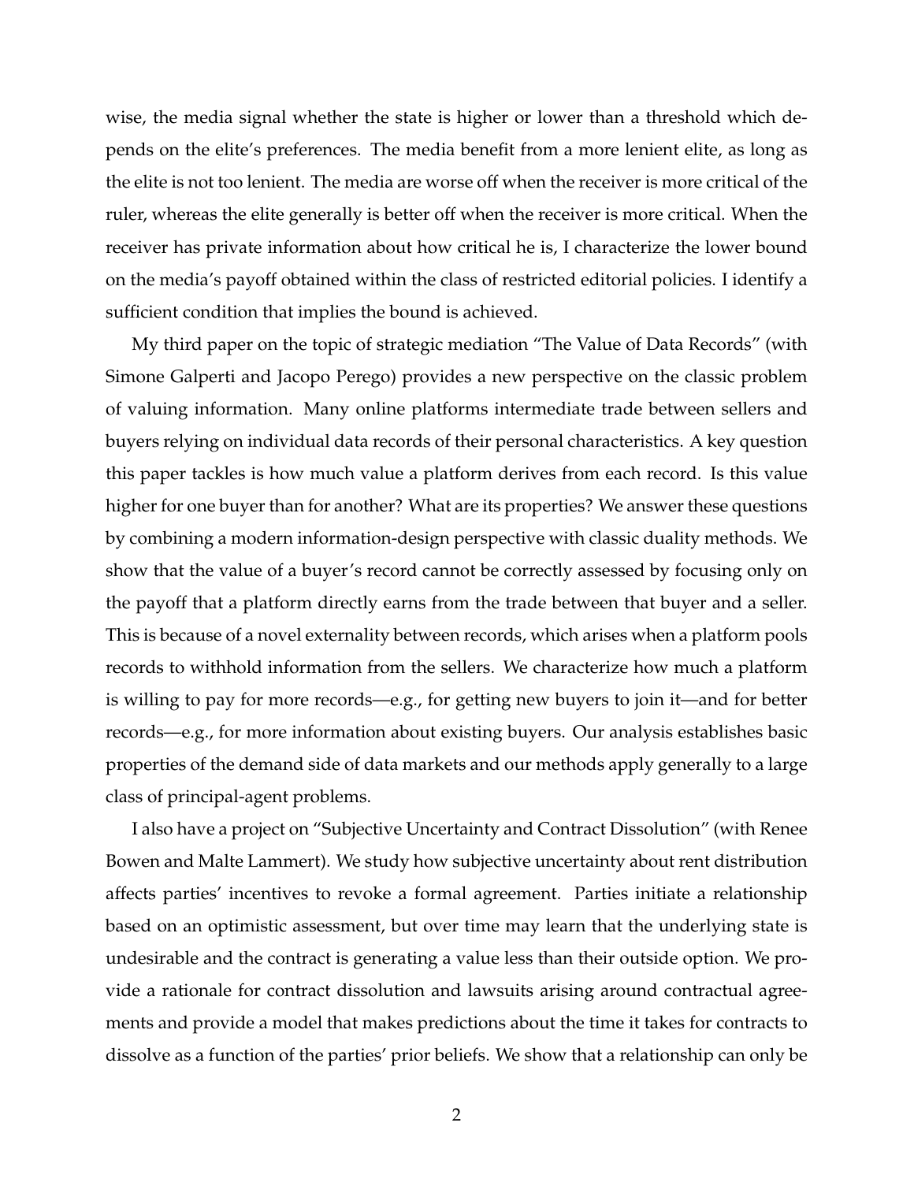wise, the media signal whether the state is higher or lower than a threshold which depends on the elite's preferences. The media benefit from a more lenient elite, as long as the elite is not too lenient. The media are worse off when the receiver is more critical of the ruler, whereas the elite generally is better off when the receiver is more critical. When the receiver has private information about how critical he is, I characterize the lower bound on the media's payoff obtained within the class of restricted editorial policies. I identify a sufficient condition that implies the bound is achieved.

My third paper on the topic of strategic mediation "The Value of Data Records" (with Simone Galperti and Jacopo Perego) provides a new perspective on the classic problem of valuing information. Many online platforms intermediate trade between sellers and buyers relying on individual data records of their personal characteristics. A key question this paper tackles is how much value a platform derives from each record. Is this value higher for one buyer than for another? What are its properties? We answer these questions by combining a modern information-design perspective with classic duality methods. We show that the value of a buyer's record cannot be correctly assessed by focusing only on the payoff that a platform directly earns from the trade between that buyer and a seller. This is because of a novel externality between records, which arises when a platform pools records to withhold information from the sellers. We characterize how much a platform is willing to pay for more records—e.g., for getting new buyers to join it—and for better records—e.g., for more information about existing buyers. Our analysis establishes basic properties of the demand side of data markets and our methods apply generally to a large class of principal-agent problems.

I also have a project on "Subjective Uncertainty and Contract Dissolution" (with Renee Bowen and Malte Lammert). We study how subjective uncertainty about rent distribution affects parties' incentives to revoke a formal agreement. Parties initiate a relationship based on an optimistic assessment, but over time may learn that the underlying state is undesirable and the contract is generating a value less than their outside option. We provide a rationale for contract dissolution and lawsuits arising around contractual agreements and provide a model that makes predictions about the time it takes for contracts to dissolve as a function of the parties' prior beliefs. We show that a relationship can only be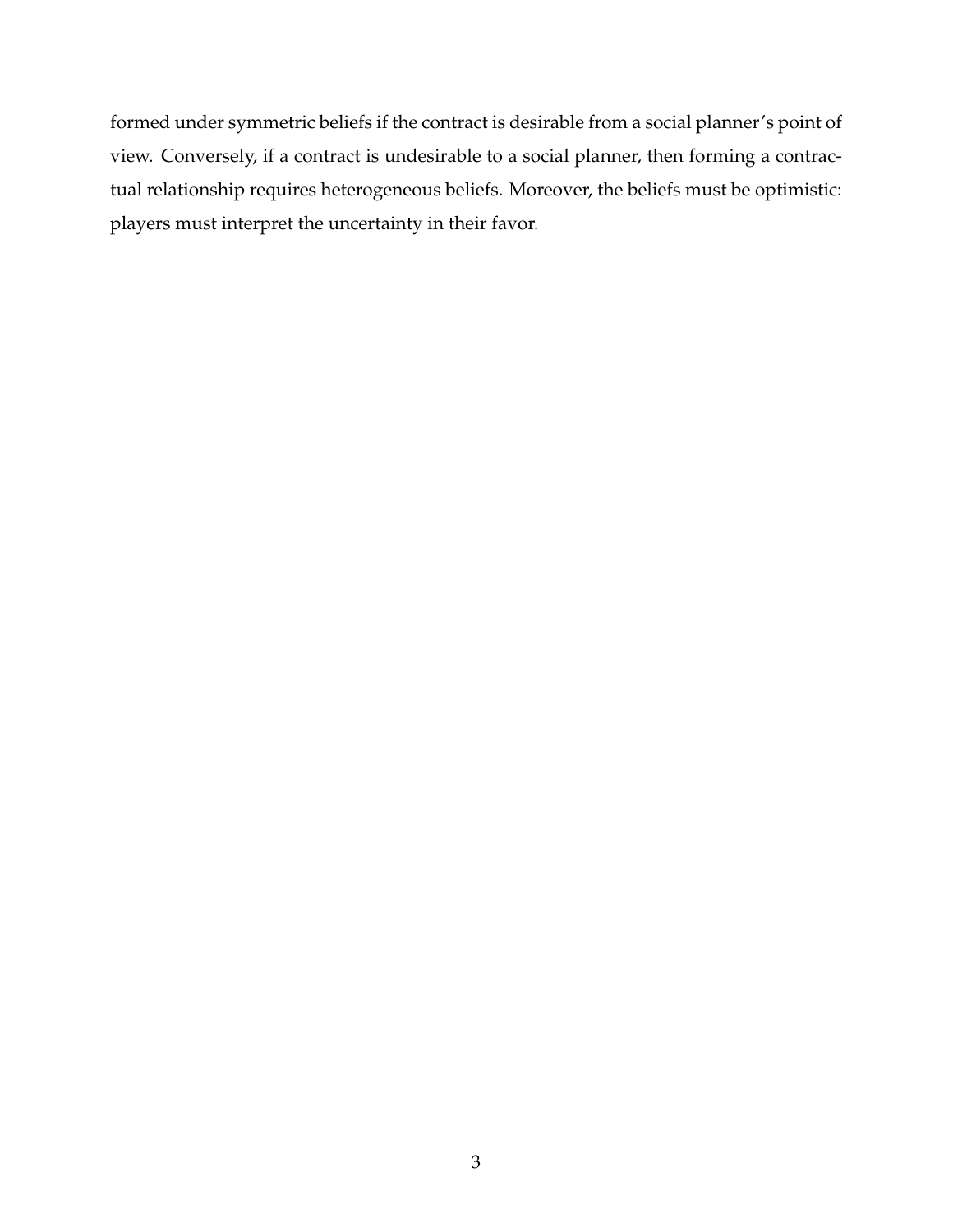formed under symmetric beliefs if the contract is desirable from a social planner's point of view. Conversely, if a contract is undesirable to a social planner, then forming a contractual relationship requires heterogeneous beliefs. Moreover, the beliefs must be optimistic: players must interpret the uncertainty in their favor.